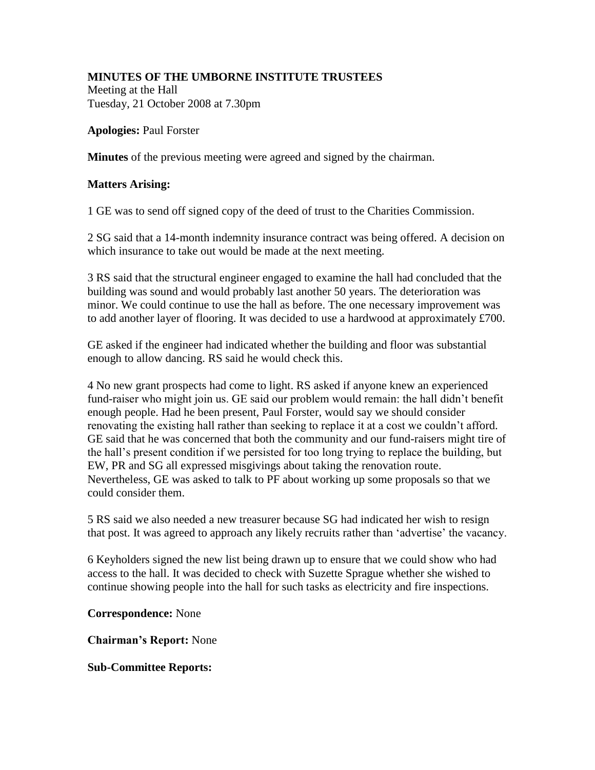**MINUTES OF THE UMBORNE INSTITUTE TRUSTEES**
Meeting at the Hall
Tuesday, 21 October 2008 at 7.30pm

**Apologies:** Paul Forster

**Minutes** of the previous meeting were agreed and signed by the chairman.

**Matters Arising:**

1 GE was to send off signed copy of the deed of trust to the Charities Commission.

2 SG said that a 14-month indemnity insurance contract was being offered. A decision on which insurance to take out would be made at the next meeting.

3 RS said that the structural engineer engaged to examine the hall had concluded that the building was sound and would probably last another 50 years. The deterioration was minor. We could continue to use the hall as before. The one necessary improvement was to add another layer of flooring. It was decided to use a hardwood at approximately £700.

GE asked if the engineer had indicated whether the building and floor was substantial enough to allow dancing. RS said he would check this.

4 No new grant prospects had come to light. RS asked if anyone knew an experienced fund-raiser who might join us. GE said our problem would remain: the hall didn't benefit enough people. Had he been present, Paul Forster, would say we should consider renovating the existing hall rather than seeking to replace it at a cost we couldn't afford. GE said that he was concerned that both the community and our fund-raisers might tire of the hall's present condition if we persisted for too long trying to replace the building, but EW, PR and SG all expressed misgivings about taking the renovation route. Nevertheless, GE was asked to talk to PF about working up some proposals so that we could consider them.

5 RS said we also needed a new treasurer because SG had indicated her wish to resign that post. It was agreed to approach any likely recruits rather than 'advertise' the vacancy.

6 Keyholders signed the new list being drawn up to ensure that we could show who had access to the hall. It was decided to check with Suzette Sprague whether she wished to continue showing people into the hall for such tasks as electricity and fire inspections.

**Correspondence:** None

**Chairman's Report:** None

**Sub-Committee Reports:**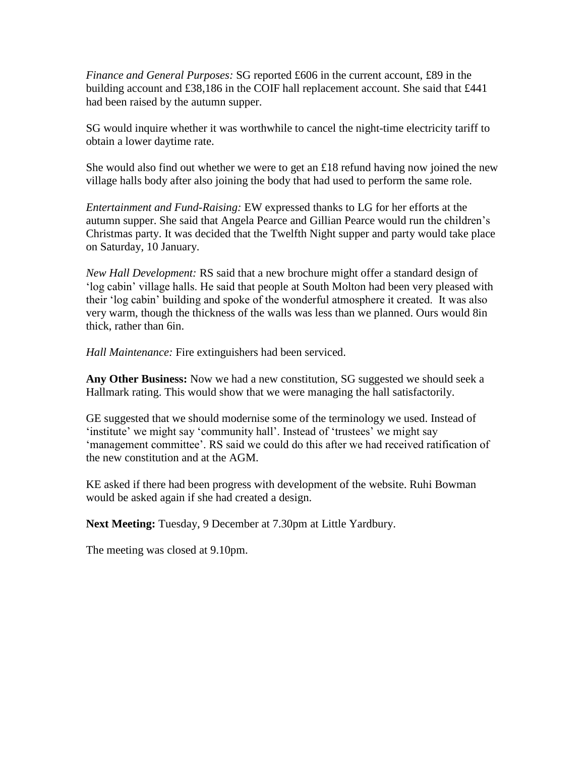*Finance and General Purposes:* SG reported £606 in the current account, £89 in the building account and £38,186 in the COIF hall replacement account. She said that £441 had been raised by the autumn supper.

SG would inquire whether it was worthwhile to cancel the night-time electricity tariff to obtain a lower daytime rate.

She would also find out whether we were to get an £18 refund having now joined the new village halls body after also joining the body that had used to perform the same role.

*Entertainment and Fund-Raising:* EW expressed thanks to LG for her efforts at the autumn supper. She said that Angela Pearce and Gillian Pearce would run the children's Christmas party. It was decided that the Twelfth Night supper and party would take place on Saturday, 10 January.

*New Hall Development:* RS said that a new brochure might offer a standard design of 'log cabin' village halls. He said that people at South Molton had been very pleased with their 'log cabin' building and spoke of the wonderful atmosphere it created. It was also very warm, though the thickness of the walls was less than we planned. Ours would 8in thick, rather than 6in.

*Hall Maintenance:* Fire extinguishers had been serviced.

**Any Other Business:** Now we had a new constitution, SG suggested we should seek a Hallmark rating. This would show that we were managing the hall satisfactorily.

GE suggested that we should modernise some of the terminology we used. Instead of 'institute' we might say 'community hall'. Instead of 'trustees' we might say 'management committee'. RS said we could do this after we had received ratification of the new constitution and at the AGM.

KE asked if there had been progress with development of the website. Ruhi Bowman would be asked again if she had created a design.

**Next Meeting:** Tuesday, 9 December at 7.30pm at Little Yardbury.

The meeting was closed at 9.10pm.